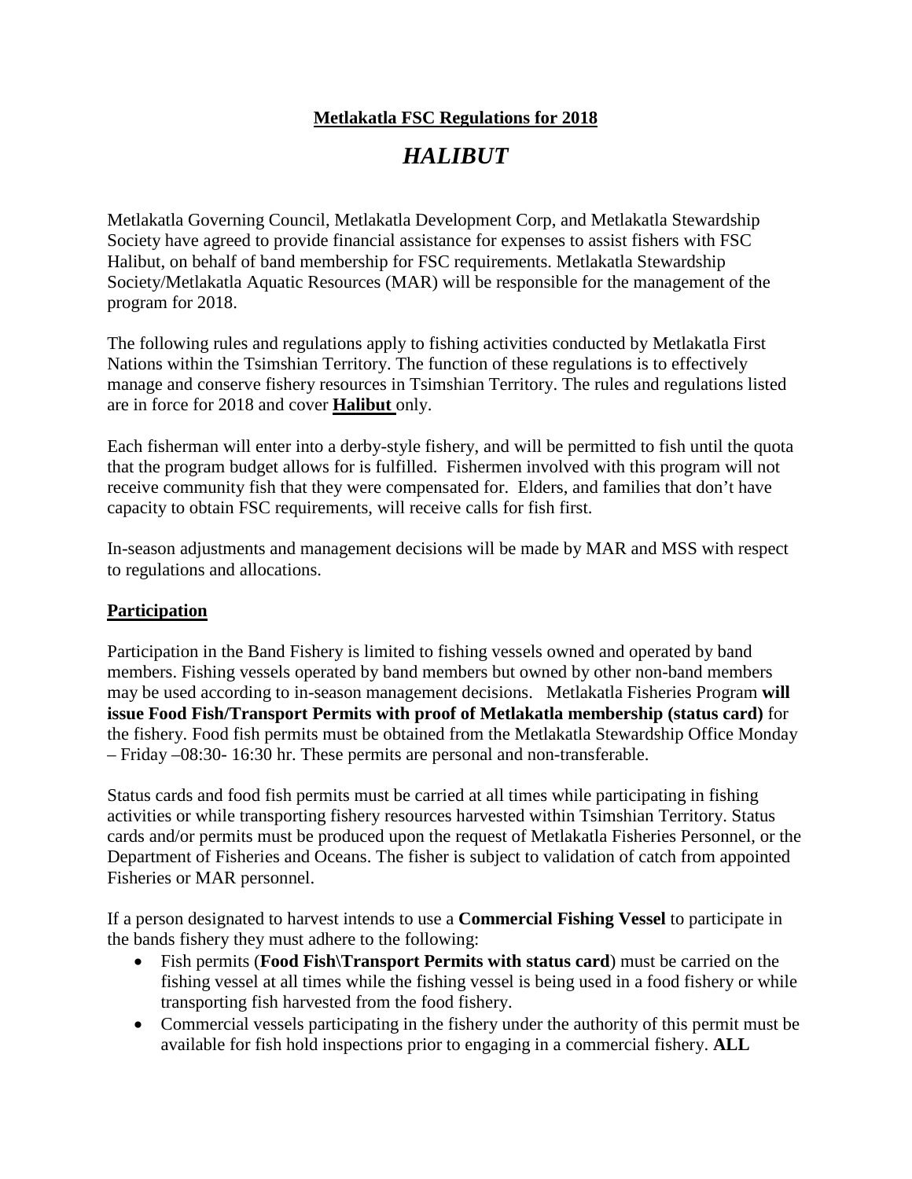**Metlakatla FSC Regulations for 2018**

# *HALIBUT*

Metlakatla Governing Council, Metlakatla Development Corp, and Metlakatla Stewardship Society have agreed to provide financial assistance for expenses to assist fishers with FSC Halibut, on behalf of band membership for FSC requirements. Metlakatla Stewardship Society/Metlakatla Aquatic Resources (MAR) will be responsible for the management of the program for 2018.

The following rules and regulations apply to fishing activities conducted by Metlakatla First Nations within the Tsimshian Territory. The function of these regulations is to effectively manage and conserve fishery resources in Tsimshian Territory. The rules and regulations listed are in force for 2018 and cover **Halibut** only.

Each fisherman will enter into a derby-style fishery, and will be permitted to fish until the quota that the program budget allows for is fulfilled. Fishermen involved with this program will not receive community fish that they were compensated for. Elders, and families that don't have capacity to obtain FSC requirements, will receive calls for fish first.

In-season adjustments and management decisions will be made by MAR and MSS with respect to regulations and allocations.

## Participation

Participation in the Band Fishery is limited to fishing vessels owned and operated by band members. Fishing vessels operated by band members but owned by other non-band members may be used according to in-season management decisions. Metlakatla Fisheries Program **will issue Food Fish/Transport Permits with proof of Metlakatla membership (status card)** for the fishery. Food fish permits must be obtained from the Metlakatla Stewardship Office Monday – Friday –08:30- 16:30 hr. These permits are personal and non-transferable.

Status cards and food fish permits must be carried at all times while participating in fishing activities or while transporting fishery resources harvested within Tsimshian Territory. Status cards and/or permits must be produced upon the request of Metlakatla Fisheries Personnel, or the Department of Fisheries and Oceans. The fisher is subject to validation of catch from appointed Fisheries or MAR personnel.

If a person designated to harvest intends to use a **Commercial Fishing Vessel** to participate in the bands fishery they must adhere to the following:

- Fish permits (**Food Fish\Transport Permits with status card**) must be carried on the fishing vessel at all times while the fishing vessel is being used in a food fishery or while transporting fish harvested from the food fishery.
- Commercial vessels participating in the fishery under the authority of this permit must be available for fish hold inspections prior to engaging in a commercial fishery. **ALL**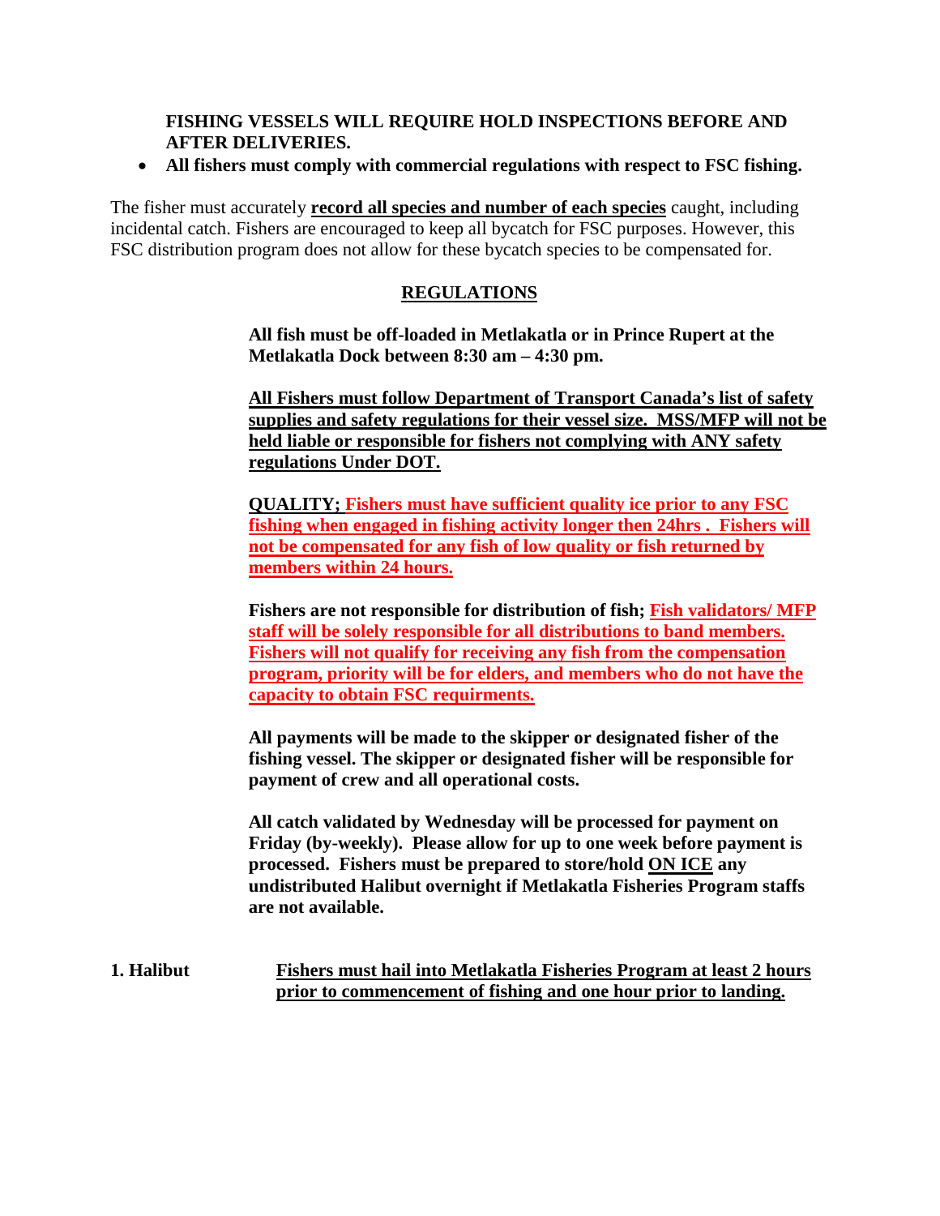**FISHING VESSELS WILL REQUIRE HOLD INSPECTIONS BEFORE AND AFTER DELIVERIES.**

- **All fishers must comply with commercial regulations with respect to FSC fishing.**

The fisher must accurately **<u>record all species and number of each species</u>** caught, including incidental catch. Fishers are encouraged to keep all bycatch for FSC purposes. However, this FSC distribution program does not allow for these bycatch species to be compensated for.

## <u>REGULATIONS</u>

**All fish must be off-loaded in Metlakatla or in Prince Rupert at the Metlakatla Dock between 8:30 am – 4:30 pm.**

**<u>All Fishers must follow Department of Transport Canada's list of safety supplies and safety regulations for their vessel size. MSS/MFP will not be held liable or responsible for fishers not complying with ANY safety regulations Under DOT.</u>**

**<u>QUALITY; Fishers must have sufficient quality ice prior to any FSC fishing when engaged in fishing activity longer then 24hrs . Fishers will not be compensated for any fish of low quality or fish returned by members within 24 hours.</u>**

**Fishers are not responsible for distribution of fish; <u>Fish validators/ MFP staff will be solely responsible for all distributions to band members. Fishers will not qualify for receiving any fish from the compensation program, priority will be for elders, and members who do not have the capacity to obtain FSC requirments.</u>**

**All payments will be made to the skipper or designated fisher of the fishing vessel. The skipper or designated fisher will be responsible for payment of crew and all operational costs.**

**All catch validated by Wednesday will be processed for payment on Friday (by-weekly). Please allow for up to one week before payment is processed. Fishers must be prepared to store/hold <u>ON ICE</u> any undistributed Halibut overnight if Metlakatla Fisheries Program staffs are not available.**

**1. Halibut** **<u>Fishers must hail into Metlakatla Fisheries Program at least 2 hours prior to commencement of fishing and one hour prior to landing.</u>**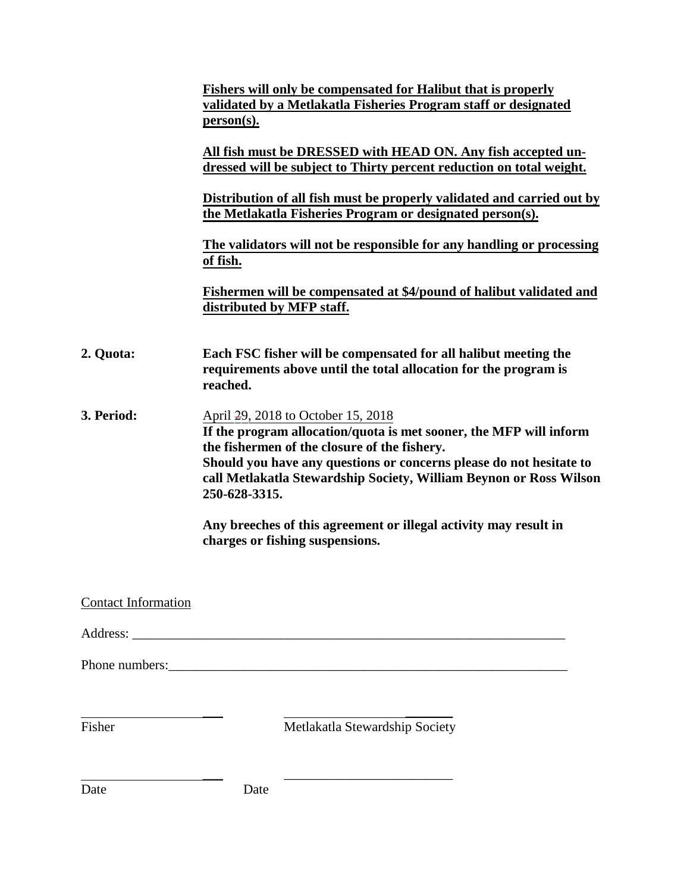**Fishers will only be compensated for Halibut that is properly validated by a Metlakatla Fisheries Program staff or designated person(s).**

**All fish must be DRESSED with HEAD ON. Any fish accepted un-dressed will be subject to Thirty percent reduction on total weight.**

**Distribution of all fish must be properly validated and carried out by the Metlakatla Fisheries Program or designated person(s).**

**The validators will not be responsible for any handling or processing of fish.**

**Fishermen will be compensated at $4/pound of halibut validated and distributed by MFP staff.**

**2. Quota:** **Each FSC fisher will be compensated for all halibut meeting the requirements above until the total allocation for the program is reached.**

**3. Period:** April ~~2~~9, 2018 to October 15, 2018
**If the program allocation/quota is met sooner, the MFP will inform the fishermen of the closure of the fishery.**
**Should you have any questions or concerns please do not hesitate to call Metlakatla Stewardship Society, William Beynon or Ross Wilson 250-628-3315.**

**Any breeches of this agreement or illegal activity may result in charges or fishing suspensions.**

Contact Information

Address: ___________________________________________________________________

Phone numbers:______________________________________________________________

______________________ ______________________
Fisher Metlakatla Stewardship Society

______________________ ______________________
Date Date